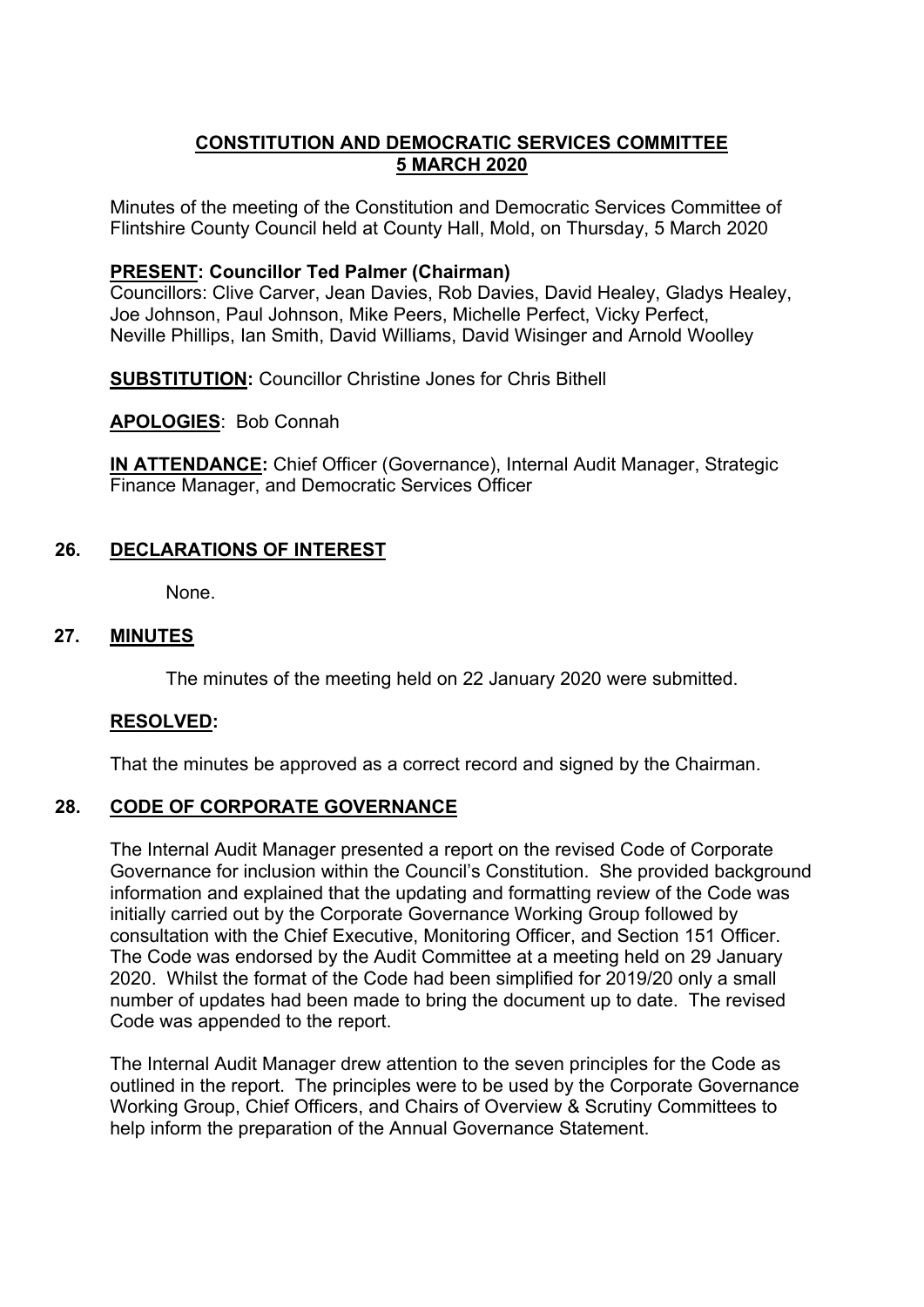# CONSTITUTION AND DEMOCRATIC SERVICES COMMITTEE
# 5 MARCH 2020

Minutes of the meeting of the Constitution and Democratic Services Committee of Flintshire County Council held at County Hall, Mold, on Thursday, 5 March 2020

**PRESENT: Councillor Ted Palmer (Chairman)**
Councillors: Clive Carver, Jean Davies, Rob Davies, David Healey, Gladys Healey, Joe Johnson, Paul Johnson, Mike Peers, Michelle Perfect, Vicky Perfect, Neville Phillips, Ian Smith, David Williams, David Wisinger and Arnold Woolley

**SUBSTITUTION:** Councillor Christine Jones for Chris Bithell

**APOLOGIES**: Bob Connah

**IN ATTENDANCE:** Chief Officer (Governance), Internal Audit Manager, Strategic Finance Manager, and Democratic Services Officer

## 26. DECLARATIONS OF INTEREST

None.

## 27. MINUTES

The minutes of the meeting held on 22 January 2020 were submitted.

**RESOLVED:**

That the minutes be approved as a correct record and signed by the Chairman.

## 28. CODE OF CORPORATE GOVERNANCE

The Internal Audit Manager presented a report on the revised Code of Corporate Governance for inclusion within the Council's Constitution. She provided background information and explained that the updating and formatting review of the Code was initially carried out by the Corporate Governance Working Group followed by consultation with the Chief Executive, Monitoring Officer, and Section 151 Officer. The Code was endorsed by the Audit Committee at a meeting held on 29 January 2020. Whilst the format of the Code had been simplified for 2019/20 only a small number of updates had been made to bring the document up to date. The revised Code was appended to the report.

The Internal Audit Manager drew attention to the seven principles for the Code as outlined in the report. The principles were to be used by the Corporate Governance Working Group, Chief Officers, and Chairs of Overview & Scrutiny Committees to help inform the preparation of the Annual Governance Statement.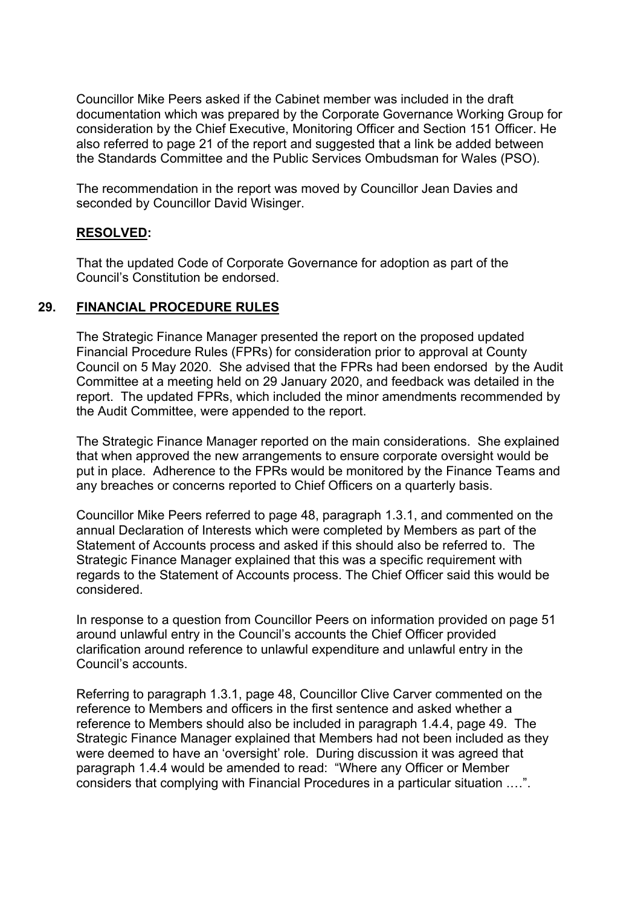Councillor Mike Peers asked if the Cabinet member was included in the draft documentation which was prepared by the Corporate Governance Working Group for consideration by the Chief Executive, Monitoring Officer and Section 151 Officer. He also referred to page 21 of the report and suggested that a link be added between the Standards Committee and the Public Services Ombudsman for Wales (PSO).

The recommendation in the report was moved by Councillor Jean Davies and seconded by Councillor David Wisinger.

**RESOLVED:**

That the updated Code of Corporate Governance for adoption as part of the Council's Constitution be endorsed.

## 29. FINANCIAL PROCEDURE RULES

The Strategic Finance Manager presented the report on the proposed updated Financial Procedure Rules (FPRs) for consideration prior to approval at County Council on 5 May 2020. She advised that the FPRs had been endorsed by the Audit Committee at a meeting held on 29 January 2020, and feedback was detailed in the report. The updated FPRs, which included the minor amendments recommended by the Audit Committee, were appended to the report.

The Strategic Finance Manager reported on the main considerations. She explained that when approved the new arrangements to ensure corporate oversight would be put in place. Adherence to the FPRs would be monitored by the Finance Teams and any breaches or concerns reported to Chief Officers on a quarterly basis.

Councillor Mike Peers referred to page 48, paragraph 1.3.1, and commented on the annual Declaration of Interests which were completed by Members as part of the Statement of Accounts process and asked if this should also be referred to. The Strategic Finance Manager explained that this was a specific requirement with regards to the Statement of Accounts process. The Chief Officer said this would be considered.

In response to a question from Councillor Peers on information provided on page 51 around unlawful entry in the Council's accounts the Chief Officer provided clarification around reference to unlawful expenditure and unlawful entry in the Council's accounts.

Referring to paragraph 1.3.1, page 48, Councillor Clive Carver commented on the reference to Members and officers in the first sentence and asked whether a reference to Members should also be included in paragraph 1.4.4, page 49. The Strategic Finance Manager explained that Members had not been included as they were deemed to have an 'oversight' role. During discussion it was agreed that paragraph 1.4.4 would be amended to read: "Where any Officer or Member considers that complying with Financial Procedures in a particular situation ….".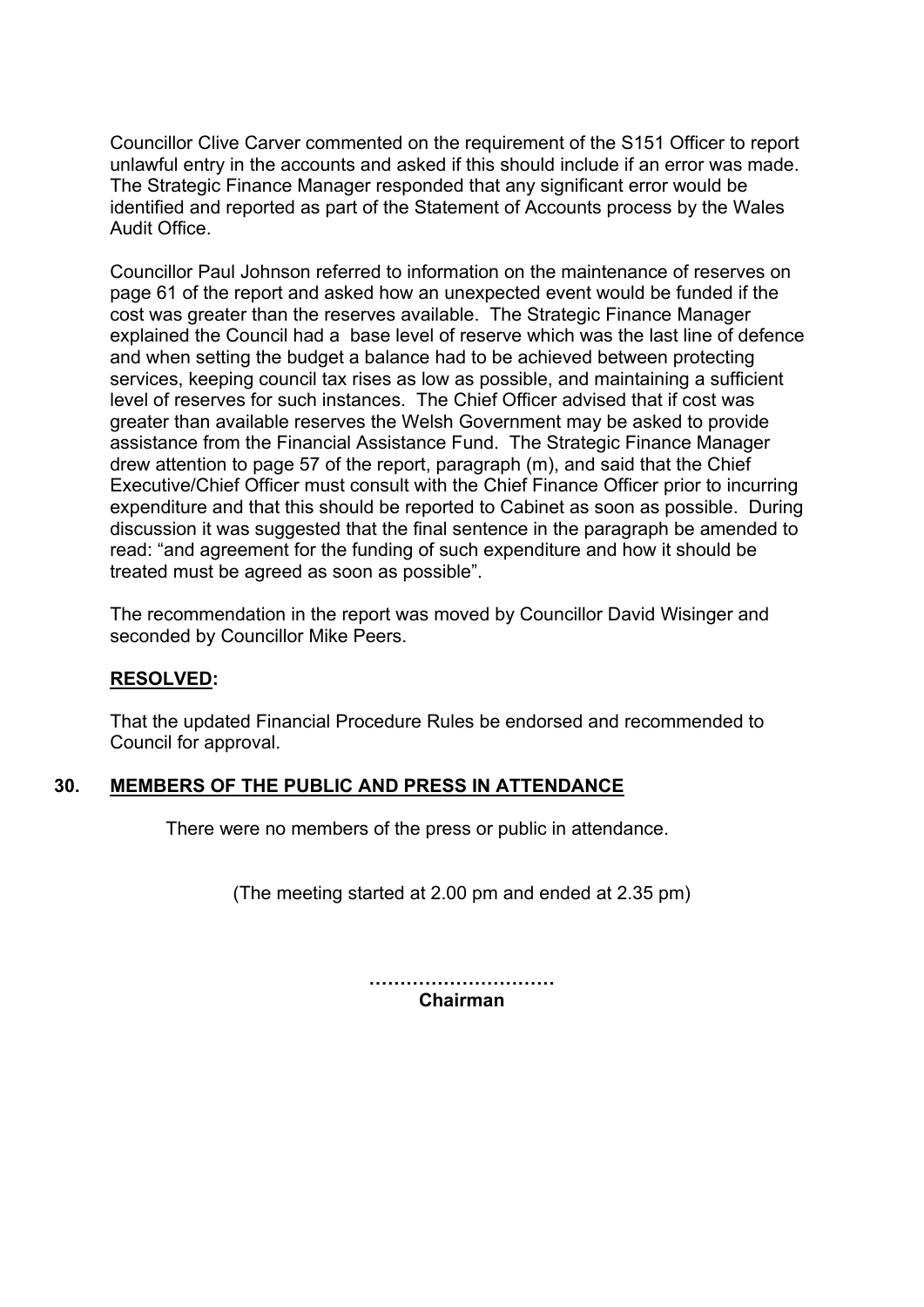Councillor Clive Carver commented on the requirement of the S151 Officer to report unlawful entry in the accounts and asked if this should include if an error was made. The Strategic Finance Manager responded that any significant error would be identified and reported as part of the Statement of Accounts process by the Wales Audit Office.

Councillor Paul Johnson referred to information on the maintenance of reserves on page 61 of the report and asked how an unexpected event would be funded if the cost was greater than the reserves available. The Strategic Finance Manager explained the Council had a base level of reserve which was the last line of defence and when setting the budget a balance had to be achieved between protecting services, keeping council tax rises as low as possible, and maintaining a sufficient level of reserves for such instances. The Chief Officer advised that if cost was greater than available reserves the Welsh Government may be asked to provide assistance from the Financial Assistance Fund. The Strategic Finance Manager drew attention to page 57 of the report, paragraph (m), and said that the Chief Executive/Chief Officer must consult with the Chief Finance Officer prior to incurring expenditure and that this should be reported to Cabinet as soon as possible. During discussion it was suggested that the final sentence in the paragraph be amended to read: "and agreement for the funding of such expenditure and how it should be treated must be agreed as soon as possible".

The recommendation in the report was moved by Councillor David Wisinger and seconded by Councillor Mike Peers.

**RESOLVED:**

That the updated Financial Procedure Rules be endorsed and recommended to Council for approval.

## 30. MEMBERS OF THE PUBLIC AND PRESS IN ATTENDANCE

There were no members of the press or public in attendance.

(The meeting started at 2.00 pm and ended at 2.35 pm)

…………………………
**Chairman**